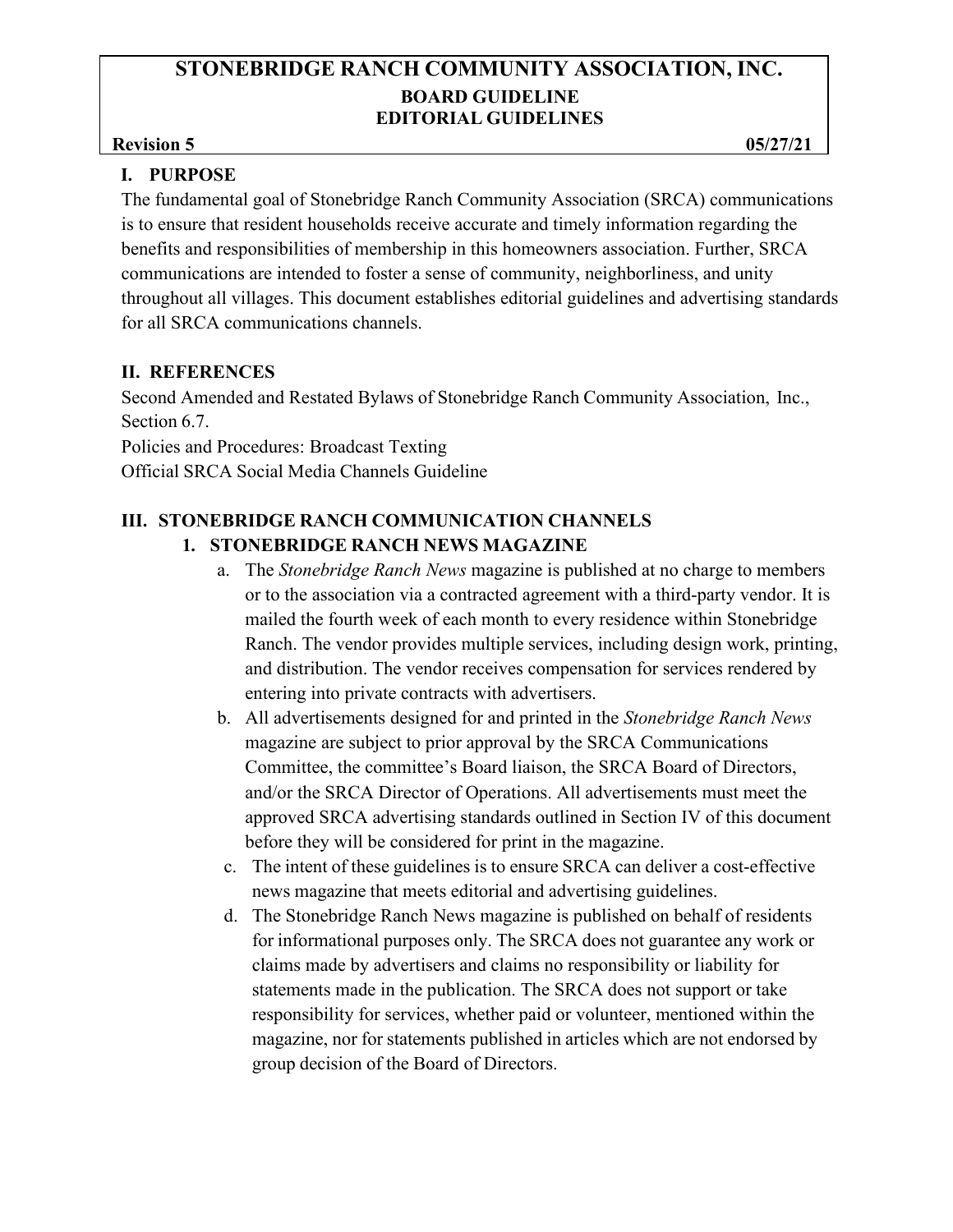# STONEBRIDGE RANCH COMMUNITY ASSOCIATION, INC.

## BOARD GUIDELINE
## EDITORIAL GUIDELINES

**Revision 5** **05/27/21**

## I. PURPOSE

The fundamental goal of Stonebridge Ranch Community Association (SRCA) communications is to ensure that resident households receive accurate and timely information regarding the benefits and responsibilities of membership in this homeowners association. Further, SRCA communications are intended to foster a sense of community, neighborliness, and unity throughout all villages. This document establishes editorial guidelines and advertising standards for all SRCA communications channels.

## II. REFERENCES

Second Amended and Restated Bylaws of Stonebridge Ranch Community Association, Inc., Section 6.7.

Policies and Procedures: Broadcast Texting

Official SRCA Social Media Channels Guideline

## III. STONEBRIDGE RANCH COMMUNICATION CHANNELS

### 1. STONEBRIDGE RANCH NEWS MAGAZINE

a. The *Stonebridge Ranch News* magazine is published at no charge to members or to the association via a contracted agreement with a third-party vendor. It is mailed the fourth week of each month to every residence within Stonebridge Ranch. The vendor provides multiple services, including design work, printing, and distribution. The vendor receives compensation for services rendered by entering into private contracts with advertisers.

b. All advertisements designed for and printed in the *Stonebridge Ranch News* magazine are subject to prior approval by the SRCA Communications Committee, the committee's Board liaison, the SRCA Board of Directors, and/or the SRCA Director of Operations. All advertisements must meet the approved SRCA advertising standards outlined in Section IV of this document before they will be considered for print in the magazine.

c. The intent of these guidelines is to ensure SRCA can deliver a cost-effective news magazine that meets editorial and advertising guidelines.

d. The Stonebridge Ranch News magazine is published on behalf of residents for informational purposes only. The SRCA does not guarantee any work or claims made by advertisers and claims no responsibility or liability for statements made in the publication. The SRCA does not support or take responsibility for services, whether paid or volunteer, mentioned within the magazine, nor for statements published in articles which are not endorsed by group decision of the Board of Directors.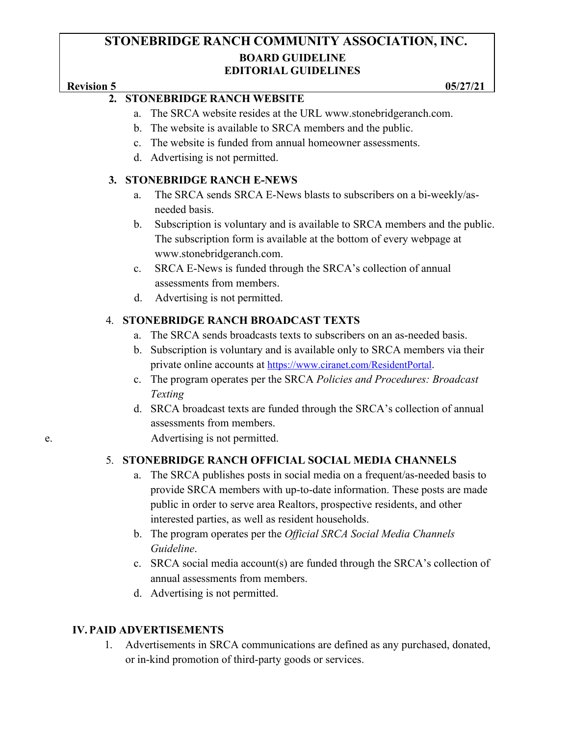2. **STONEBRIDGE RANCH WEBSITE**
   a. The SRCA website resides at the URL www.stonebridgeranch.com.
   b. The website is available to SRCA members and the public.
   c. The website is funded from annual homeowner assessments.
   d. Advertising is not permitted.

3. **STONEBRIDGE RANCH E-NEWS**
   a. The SRCA sends SRCA E-News blasts to subscribers on a bi-weekly/as-needed basis.
   b. Subscription is voluntary and is available to SRCA members and the public. The subscription form is available at the bottom of every webpage at www.stonebridgeranch.com.
   c. SRCA E-News is funded through the SRCA's collection of annual assessments from members.
   d. Advertising is not permitted.

4. **STONEBRIDGE RANCH BROADCAST TEXTS**
   a. The SRCA sends broadcasts texts to subscribers on an as-needed basis.
   b. Subscription is voluntary and is available only to SRCA members via their private online accounts at [https://www.ciranet.com/ResidentPortal](https://www.ciranet.com/ResidentPortal).
   c. The program operates per the SRCA *Policies and Procedures: Broadcast Texting*
   d. SRCA broadcast texts are funded through the SRCA's collection of annual assessments from members.
   e. Advertising is not permitted.

5. **STONEBRIDGE RANCH OFFICIAL SOCIAL MEDIA CHANNELS**
   a. The SRCA publishes posts in social media on a frequent/as-needed basis to provide SRCA members with up-to-date information. These posts are made public in order to serve area Realtors, prospective residents, and other interested parties, as well as resident households.
   b. The program operates per the *Official SRCA Social Media Channels Guideline*.
   c. SRCA social media account(s) are funded through the SRCA's collection of annual assessments from members.
   d. Advertising is not permitted.

## IV. PAID ADVERTISEMENTS

1. Advertisements in SRCA communications are defined as any purchased, donated, or in-kind promotion of third-party goods or services.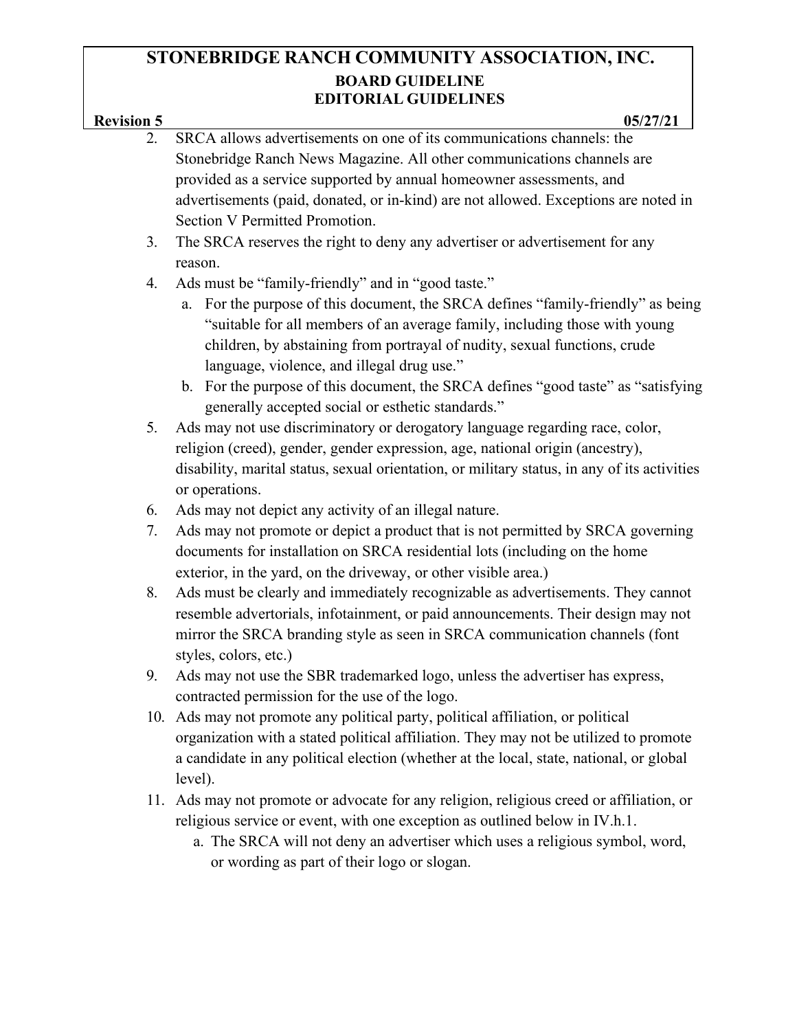2. SRCA allows advertisements on one of its communications channels: the Stonebridge Ranch News Magazine. All other communications channels are provided as a service supported by annual homeowner assessments, and advertisements (paid, donated, or in-kind) are not allowed. Exceptions are noted in Section V Permitted Promotion.
3. The SRCA reserves the right to deny any advertiser or advertisement for any reason.
4. Ads must be "family-friendly" and in "good taste."
    a. For the purpose of this document, the SRCA defines "family-friendly" as being "suitable for all members of an average family, including those with young children, by abstaining from portrayal of nudity, sexual functions, crude language, violence, and illegal drug use."
    b. For the purpose of this document, the SRCA defines "good taste" as "satisfying generally accepted social or esthetic standards."
5. Ads may not use discriminatory or derogatory language regarding race, color, religion (creed), gender, gender expression, age, national origin (ancestry), disability, marital status, sexual orientation, or military status, in any of its activities or operations.
6. Ads may not depict any activity of an illegal nature.
7. Ads may not promote or depict a product that is not permitted by SRCA governing documents for installation on SRCA residential lots (including on the home exterior, in the yard, on the driveway, or other visible area.)
8. Ads must be clearly and immediately recognizable as advertisements. They cannot resemble advertorials, infotainment, or paid announcements. Their design may not mirror the SRCA branding style as seen in SRCA communication channels (font styles, colors, etc.)
9. Ads may not use the SBR trademarked logo, unless the advertiser has express, contracted permission for the use of the logo.
10. Ads may not promote any political party, political affiliation, or political organization with a stated political affiliation. They may not be utilized to promote a candidate in any political election (whether at the local, state, national, or global level).
11. Ads may not promote or advocate for any religion, religious creed or affiliation, or religious service or event, with one exception as outlined below in IV.h.1.
    a. The SRCA will not deny an advertiser which uses a religious symbol, word, or wording as part of their logo or slogan.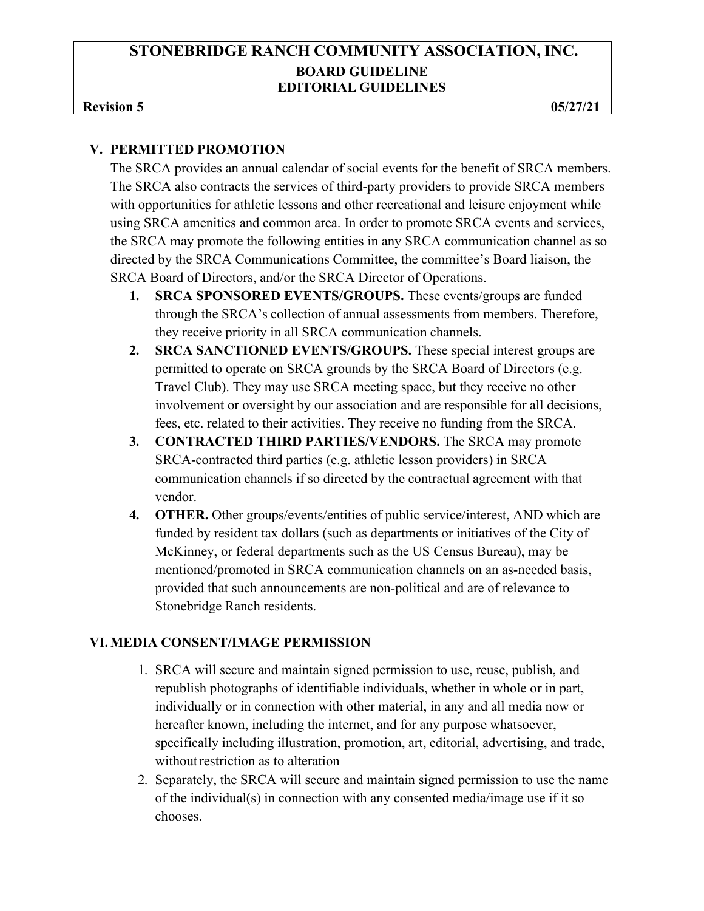## V. PERMITTED PROMOTION

The SRCA provides an annual calendar of social events for the benefit of SRCA members. The SRCA also contracts the services of third-party providers to provide SRCA members with opportunities for athletic lessons and other recreational and leisure enjoyment while using SRCA amenities and common area. In order to promote SRCA events and services, the SRCA may promote the following entities in any SRCA communication channel as so directed by the SRCA Communications Committee, the committee's Board liaison, the SRCA Board of Directors, and/or the SRCA Director of Operations.

1. **SRCA SPONSORED EVENTS/GROUPS.** These events/groups are funded through the SRCA's collection of annual assessments from members. Therefore, they receive priority in all SRCA communication channels.
2. **SRCA SANCTIONED EVENTS/GROUPS.** These special interest groups are permitted to operate on SRCA grounds by the SRCA Board of Directors (e.g. Travel Club). They may use SRCA meeting space, but they receive no other involvement or oversight by our association and are responsible for all decisions, fees, etc. related to their activities. They receive no funding from the SRCA.
3. **CONTRACTED THIRD PARTIES/VENDORS.** The SRCA may promote SRCA-contracted third parties (e.g. athletic lesson providers) in SRCA communication channels if so directed by the contractual agreement with that vendor.
4. **OTHER.** Other groups/events/entities of public service/interest, AND which are funded by resident tax dollars (such as departments or initiatives of the City of McKinney, or federal departments such as the US Census Bureau), may be mentioned/promoted in SRCA communication channels on an as-needed basis, provided that such announcements are non-political and are of relevance to Stonebridge Ranch residents.

## VI. MEDIA CONSENT/IMAGE PERMISSION

1. SRCA will secure and maintain signed permission to use, reuse, publish, and republish photographs of identifiable individuals, whether in whole or in part, individually or in connection with other material, in any and all media now or hereafter known, including the internet, and for any purpose whatsoever, specifically including illustration, promotion, art, editorial, advertising, and trade, without restriction as to alteration
2. Separately, the SRCA will secure and maintain signed permission to use the name of the individual(s) in connection with any consented media/image use if it so chooses.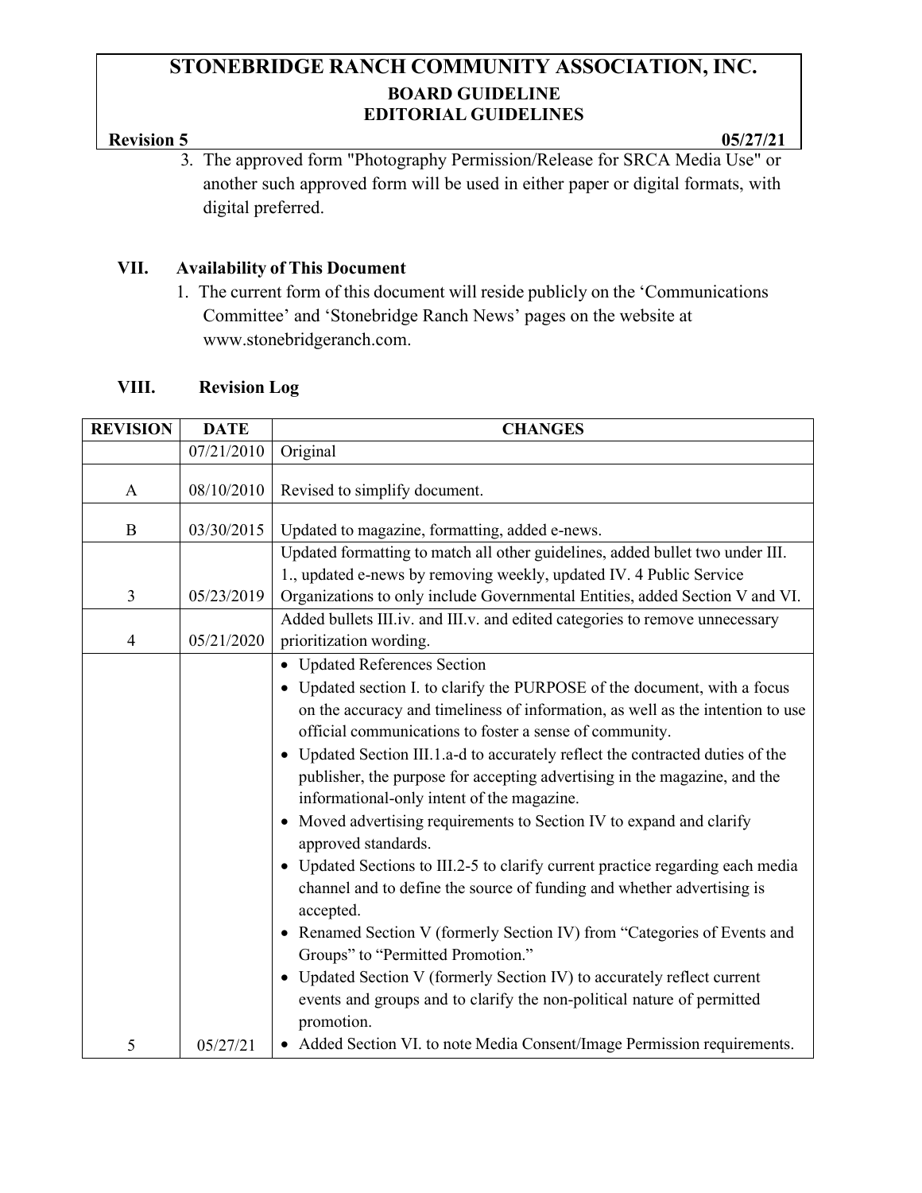3. The approved form "Photography Permission/Release for SRCA Media Use" or another such approved form will be used in either paper or digital formats, with digital preferred.

## VII. Availability of This Document

1. The current form of this document will reside publicly on the 'Communications Committee' and 'Stonebridge Ranch News' pages on the website at www.stonebridgeranch.com.

## VIII. Revision Log

| REVISION | DATE | CHANGES |
|---|---|---|
| | 07/21/2010 | Original |
| A | 08/10/2010 | Revised to simplify document. |
| B | 03/30/2015 | Updated to magazine, formatting, added e-news. |
| 3 | 05/23/2019 | Updated formatting to match all other guidelines, added bullet two under III. 1., updated e-news by removing weekly, updated IV. 4 Public Service Organizations to only include Governmental Entities, added Section V and VI. |
| 4 | 05/21/2020 | Added bullets III.iv. and III.v. and edited categories to remove unnecessary prioritization wording. |
| 5 | 05/27/21 | • Updated References Section<br>• Updated section I. to clarify the PURPOSE of the document, with a focus on the accuracy and timeliness of information, as well as the intention to use official communications to foster a sense of community.<br>• Updated Section III.1.a-d to accurately reflect the contracted duties of the publisher, the purpose for accepting advertising in the magazine, and the informational-only intent of the magazine.<br>• Moved advertising requirements to Section IV to expand and clarify approved standards.<br>• Updated Sections to III.2-5 to clarify current practice regarding each media channel and to define the source of funding and whether advertising is accepted.<br>• Renamed Section V (formerly Section IV) from "Categories of Events and Groups" to "Permitted Promotion."<br>• Updated Section V (formerly Section IV) to accurately reflect current events and groups and to clarify the non-political nature of permitted promotion.<br>• Added Section VI. to note Media Consent/Image Permission requirements. |